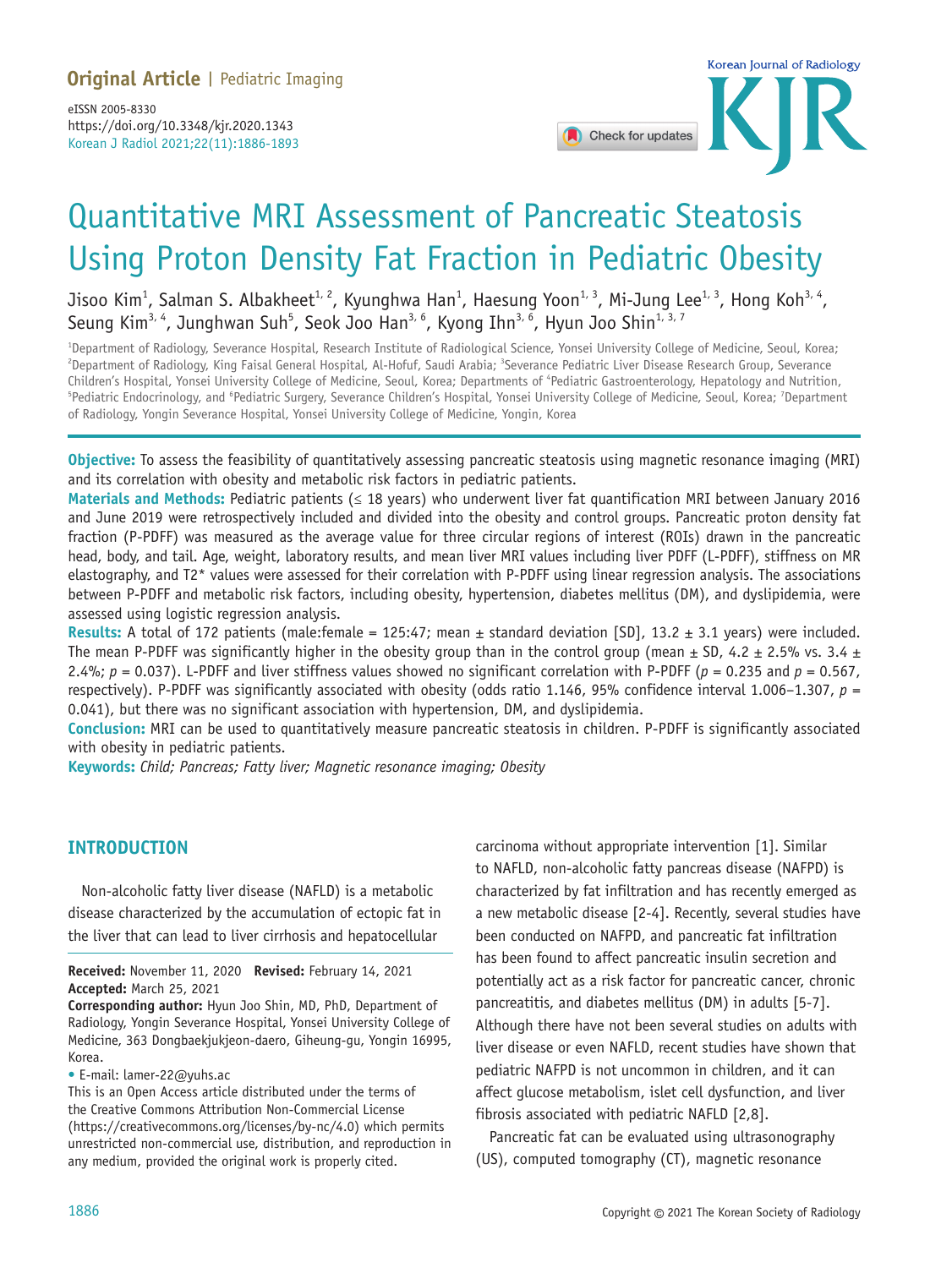Original Article | Pediatric Imaging

eISSN 2005-8330
https://doi.org/10.3348/kjr.2020.1343

# Quantitative MRI Assessment of Pancreatic Steatosis Using Proton Density Fat Fraction in Pediatric Obesity

Jisoo Kim[1], Salman S. Albakheet[1, 2], Kyunghwa Han[1], Haesung Yoon[1, 3], Mi-Jung Lee[1, 3], Hong Koh[3, 4], Seung Kim[3, 4], Junghwan Suh[5], Seok Joo Han[3, 6], Kyong Ihn[3, 6], Hyun Joo Shin[1, 3, 7]

[1]Department of Radiology, Severance Hospital, Research Institute of Radiological Science, Yonsei University College of Medicine, Seoul, Korea; [2]Department of Radiology, King Faisal General Hospital, Al-Hofuf, Saudi Arabia; [3]Severance Pediatric Liver Disease Research Group, Severance Children's Hospital, Yonsei University College of Medicine, Seoul, Korea; Departments of [4]Pediatric Gastroenterology, Hepatology and Nutrition, [5]Pediatric Endocrinology, and [6]Pediatric Surgery, Severance Children's Hospital, Yonsei University College of Medicine, Seoul, Korea; [7]Department of Radiology, Yongin Severance Hospital, Yonsei University College of Medicine, Yongin, Korea

**Objective:** To assess the feasibility of quantitatively assessing pancreatic steatosis using magnetic resonance imaging (MRI) and its correlation with obesity and metabolic risk factors in pediatric patients.

**Materials and Methods:** Pediatric patients (≤ 18 years) who underwent liver fat quantification MRI between January 2016 and June 2019 were retrospectively included and divided into the obesity and control groups. Pancreatic proton density fat fraction (P-PDFF) was measured as the average value for three circular regions of interest (ROIs) drawn in the pancreatic head, body, and tail. Age, weight, laboratory results, and mean liver MRI values including liver PDFF (L-PDFF), stiffness on MR elastography, and T2* values were assessed for their correlation with P-PDFF using linear regression analysis. The associations between P-PDFF and metabolic risk factors, including obesity, hypertension, diabetes mellitus (DM), and dyslipidemia, were assessed using logistic regression analysis.

**Results:** A total of 172 patients (male:female = 125:47; mean ± standard deviation [SD], 13.2 ± 3.1 years) were included. The mean P-PDFF was significantly higher in the obesity group than in the control group (mean ± SD, 4.2 ± 2.5% vs. 3.4 ± 2.4%; $p = 0.037$). L-PDFF and liver stiffness values showed no significant correlation with P-PDFF ($p = 0.235$ and $p = 0.567$, respectively). P-PDFF was significantly associated with obesity (odds ratio 1.146, 95% confidence interval 1.006–1.307, $p = 0.041$), but there was no significant association with hypertension, DM, and dyslipidemia.

**Conclusion:** MRI can be used to quantitatively measure pancreatic steatosis in children. P-PDFF is significantly associated with obesity in pediatric patients.

**Keywords:** *Child; Pancreas; Fatty liver; Magnetic resonance imaging; Obesity*

## INTRODUCTION

Non-alcoholic fatty liver disease (NAFLD) is a metabolic disease characterized by the accumulation of ectopic fat in the liver that can lead to liver cirrhosis and hepatocellular carcinoma without appropriate intervention [1]. Similar to NAFLD, non-alcoholic fatty pancreas disease (NAFPD) is characterized by fat infiltration and has recently emerged as a new metabolic disease [2-4]. Recently, several studies have been conducted on NAFPD, and pancreatic fat infiltration has been found to affect pancreatic insulin secretion and potentially act as a risk factor for pancreatic cancer, chronic pancreatitis, and diabetes mellitus (DM) in adults [5-7]. Although there have not been several studies on adults with liver disease or even NAFLD, recent studies have shown that pediatric NAFPD is not uncommon in children, and it can affect glucose metabolism, islet cell dysfunction, and liver fibrosis associated with pediatric NAFLD [2,8].

Pancreatic fat can be evaluated using ultrasonography (US), computed tomography (CT), magnetic resonance

**Received:** November 11, 2020 **Revised:** February 14, 2021
**Accepted:** March 25, 2021
**Corresponding author:** Hyun Joo Shin, MD, PhD, Department of Radiology, Yongin Severance Hospital, Yonsei University College of Medicine, 363 Dongbaekjukjeon-daero, Giheung-gu, Yongin 16995, Korea.
• E-mail: lamer-22@yuhs.ac

This is an Open Access article distributed under the terms of the Creative Commons Attribution Non-Commercial License (https://creativecommons.org/licenses/by-nc/4.0) which permits unrestricted non-commercial use, distribution, and reproduction in any medium, provided the original work is properly cited.

Copyright © 2021 The Korean Society of Radiology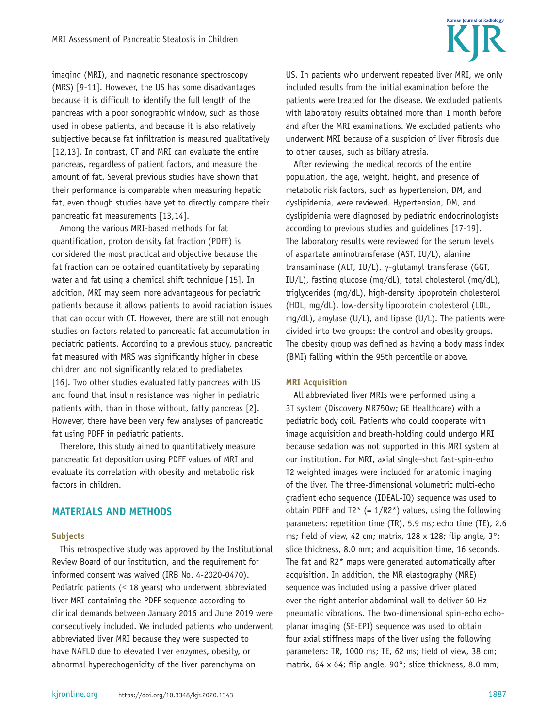imaging (MRI), and magnetic resonance spectroscopy (MRS) [9-11]. However, the US has some disadvantages because it is difficult to identify the full length of the pancreas with a poor sonographic window, such as those used in obese patients, and because it is also relatively subjective because fat infiltration is measured qualitatively [12,13]. In contrast, CT and MRI can evaluate the entire pancreas, regardless of patient factors, and measure the amount of fat. Several previous studies have shown that their performance is comparable when measuring hepatic fat, even though studies have yet to directly compare their pancreatic fat measurements [13,14].

Among the various MRI-based methods for fat quantification, proton density fat fraction (PDFF) is considered the most practical and objective because the fat fraction can be obtained quantitatively by separating water and fat using a chemical shift technique [15]. In addition, MRI may seem more advantageous for pediatric patients because it allows patients to avoid radiation issues that can occur with CT. However, there are still not enough studies on factors related to pancreatic fat accumulation in pediatric patients. According to a previous study, pancreatic fat measured with MRS was significantly higher in obese children and not significantly related to prediabetes [16]. Two other studies evaluated fatty pancreas with US and found that insulin resistance was higher in pediatric patients with, than in those without, fatty pancreas [2]. However, there have been very few analyses of pancreatic fat using PDFF in pediatric patients.

Therefore, this study aimed to quantitatively measure pancreatic fat deposition using PDFF values of MRI and evaluate its correlation with obesity and metabolic risk factors in children.

## MATERIALS AND METHODS

### Subjects

This retrospective study was approved by the Institutional Review Board of our institution, and the requirement for informed consent was waived (IRB No. 4-2020-0470). Pediatric patients ($\leq$ 18 years) who underwent abbreviated liver MRI containing the PDFF sequence according to clinical demands between January 2016 and June 2019 were consecutively included. We included patients who underwent abbreviated liver MRI because they were suspected to have NAFLD due to elevated liver enzymes, obesity, or abnormal hyperechogenicity of the liver parenchyma on US. In patients who underwent repeated liver MRI, we only included results from the initial examination before the patients were treated for the disease. We excluded patients with laboratory results obtained more than 1 month before and after the MRI examinations. We excluded patients who underwent MRI because of a suspicion of liver fibrosis due to other causes, such as biliary atresia.

After reviewing the medical records of the entire population, the age, weight, height, and presence of metabolic risk factors, such as hypertension, DM, and dyslipidemia, were reviewed. Hypertension, DM, and dyslipidemia were diagnosed by pediatric endocrinologists according to previous studies and guidelines [17-19]. The laboratory results were reviewed for the serum levels of aspartate aminotransferase (AST, IU/L), alanine transaminase (ALT, IU/L), $\gamma$-glutamyl transferase (GGT, IU/L), fasting glucose (mg/dL), total cholesterol (mg/dL), triglycerides (mg/dL), high-density lipoprotein cholesterol (HDL, mg/dL), low-density lipoprotein cholesterol (LDL, mg/dL), amylase (U/L), and lipase (U/L). The patients were divided into two groups: the control and obesity groups. The obesity group was defined as having a body mass index (BMI) falling within the 95th percentile or above.

### MRI Acquisition

All abbreviated liver MRIs were performed using a 3T system (Discovery MR750w; GE Healthcare) with a pediatric body coil. Patients who could cooperate with image acquisition and breath-holding could undergo MRI because sedation was not supported in this MRI system at our institution. For MRI, axial single-shot fast-spin-echo T2 weighted images were included for anatomic imaging of the liver. The three-dimensional volumetric multi-echo gradient echo sequence (IDEAL-IQ) sequence was used to obtain PDFF and T2* (= 1/R2*) values, using the following parameters: repetition time (TR), 5.9 ms; echo time (TE), 2.6 ms; field of view, 42 cm; matrix, 128 x 128; flip angle, 3°; slice thickness, 8.0 mm; and acquisition time, 16 seconds. The fat and R2* maps were generated automatically after acquisition. In addition, the MR elastography (MRE) sequence was included using a passive driver placed over the right anterior abdominal wall to deliver 60-Hz pneumatic vibrations. The two-dimensional spin-echo echo-planar imaging (SE-EPI) sequence was used to obtain four axial stiffness maps of the liver using the following parameters: TR, 1000 ms; TE, 62 ms; field of view, 38 cm; matrix, 64 x 64; flip angle, 90°; slice thickness, 8.0 mm;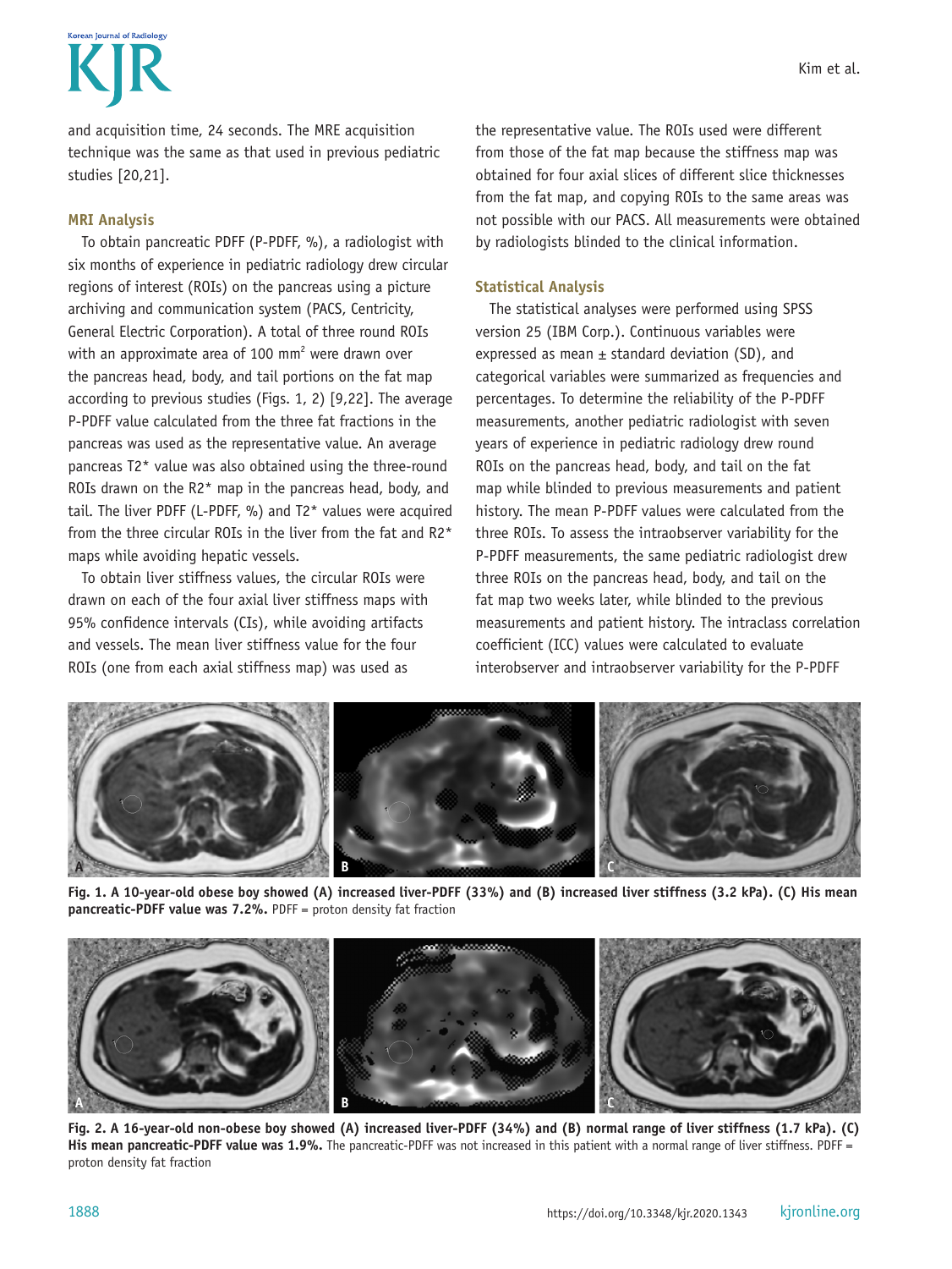and acquisition time, 24 seconds. The MRE acquisition technique was the same as that used in previous pediatric studies [20,21].

### MRI Analysis

To obtain pancreatic PDFF (P-PDFF, %), a radiologist with six months of experience in pediatric radiology drew circular regions of interest (ROIs) on the pancreas using a picture archiving and communication system (PACS, Centricity, General Electric Corporation). A total of three round ROIs with an approximate area of 100 mm$^2$ were drawn over the pancreas head, body, and tail portions on the fat map according to previous studies (Figs. 1, 2) [9,22]. The average P-PDFF value calculated from the three fat fractions in the pancreas was used as the representative value. An average pancreas T2* value was also obtained using the three-round ROIs drawn on the R2* map in the pancreas head, body, and tail. The liver PDFF (L-PDFF, %) and T2* values were acquired from the three circular ROIs in the liver from the fat and R2* maps while avoiding hepatic vessels.

To obtain liver stiffness values, the circular ROIs were drawn on each of the four axial liver stiffness maps with 95% confidence intervals (CIs), while avoiding artifacts and vessels. The mean liver stiffness value for the four ROIs (one from each axial stiffness map) was used as the representative value. The ROIs used were different from those of the fat map because the stiffness map was obtained for four axial slices of different slice thicknesses from the fat map, and copying ROIs to the same areas was not possible with our PACS. All measurements were obtained by radiologists blinded to the clinical information.

### Statistical Analysis

The statistical analyses were performed using SPSS version 25 (IBM Corp.). Continuous variables were expressed as mean ± standard deviation (SD), and categorical variables were summarized as frequencies and percentages. To determine the reliability of the P-PDFF measurements, another pediatric radiologist with seven years of experience in pediatric radiology drew round ROIs on the pancreas head, body, and tail on the fat map while blinded to previous measurements and patient history. The mean P-PDFF values were calculated from the three ROIs. To assess the intraobserver variability for the P-PDFF measurements, the same pediatric radiologist drew three ROIs on the pancreas head, body, and tail on the fat map two weeks later, while blinded to the previous measurements and patient history. The intraclass correlation coefficient (ICC) values were calculated to evaluate interobserver and intraobserver variability for the P-PDFF

**Fig. 1. A 10-year-old obese boy showed (A) increased liver-PDFF (33%) and (B) increased liver stiffness (3.2 kPa). (C) His mean pancreatic-PDFF value was 7.2%.** PDFF = proton density fat fraction

**Fig. 2. A 16-year-old non-obese boy showed (A) increased liver-PDFF (34%) and (B) normal range of liver stiffness (1.7 kPa). (C) His mean pancreatic-PDFF value was 1.9%.** The pancreatic-PDFF was not increased in this patient with a normal range of liver stiffness. PDFF = proton density fat fraction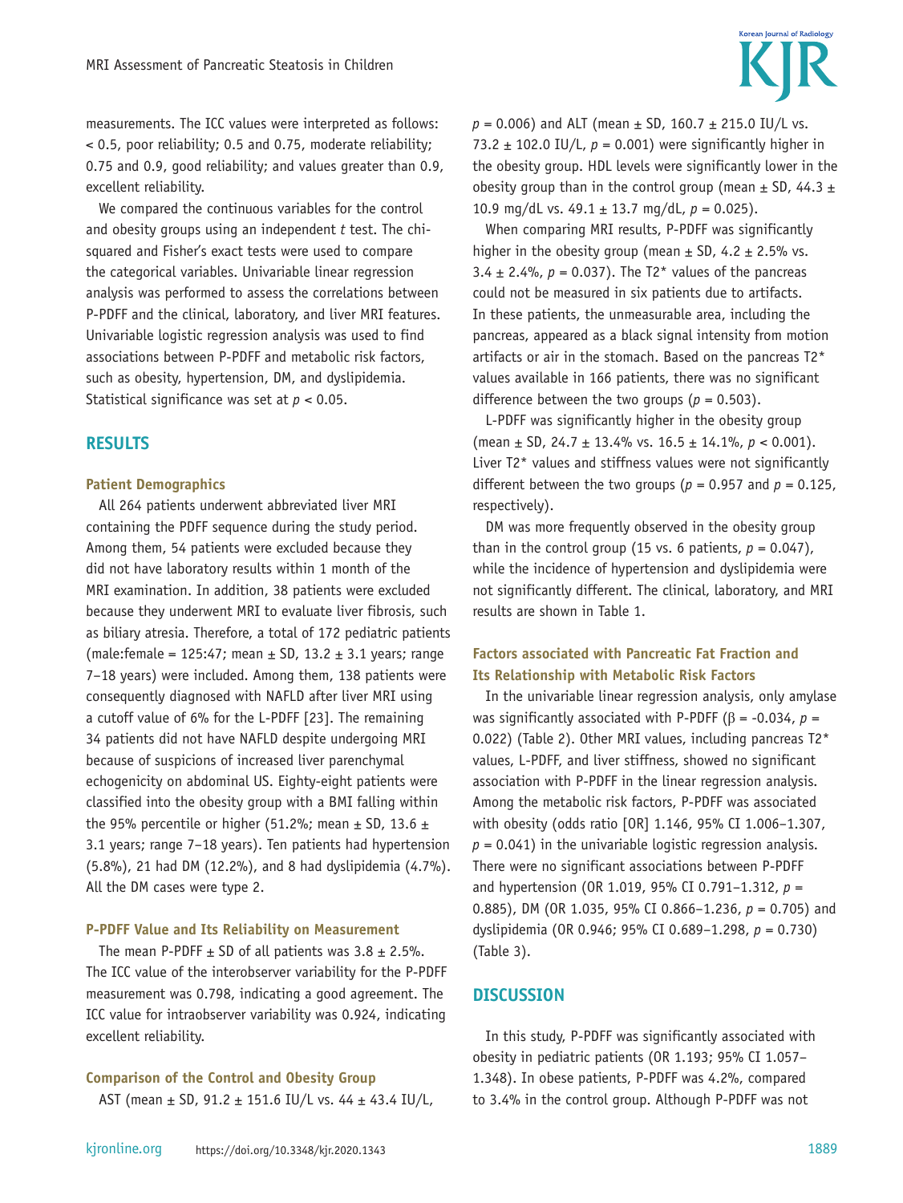measurements. The ICC values were interpreted as follows: < 0.5, poor reliability; 0.5 and 0.75, moderate reliability; 0.75 and 0.9, good reliability; and values greater than 0.9, excellent reliability.

We compared the continuous variables for the control and obesity groups using an independent *t* test. The chi-squared and Fisher's exact tests were used to compare the categorical variables. Univariable linear regression analysis was performed to assess the correlations between P-PDFF and the clinical, laboratory, and liver MRI features. Univariable logistic regression analysis was used to find associations between P-PDFF and metabolic risk factors, such as obesity, hypertension, DM, and dyslipidemia. Statistical significance was set at $p < 0.05$.

## RESULTS

### Patient Demographics

All 264 patients underwent abbreviated liver MRI containing the PDFF sequence during the study period. Among them, 54 patients were excluded because they did not have laboratory results within 1 month of the MRI examination. In addition, 38 patients were excluded because they underwent MRI to evaluate liver fibrosis, such as biliary atresia. Therefore, a total of 172 pediatric patients (male:female = 125:47; mean ± SD, 13.2 ± 3.1 years; range 7–18 years) were included. Among them, 138 patients were consequently diagnosed with NAFLD after liver MRI using a cutoff value of 6% for the L-PDFF [23]. The remaining 34 patients did not have NAFLD despite undergoing MRI because of suspicions of increased liver parenchymal echogenicity on abdominal US. Eighty-eight patients were classified into the obesity group with a BMI falling within the 95% percentile or higher (51.2%; mean ± SD, 13.6 ± 3.1 years; range 7–18 years). Ten patients had hypertension (5.8%), 21 had DM (12.2%), and 8 had dyslipidemia (4.7%). All the DM cases were type 2.

### P-PDFF Value and Its Reliability on Measurement

The mean P-PDFF ± SD of all patients was 3.8 ± 2.5%. The ICC value of the interobserver variability for the P-PDFF measurement was 0.798, indicating a good agreement. The ICC value for intraobserver variability was 0.924, indicating excellent reliability.

### Comparison of the Control and Obesity Group

AST (mean ± SD, 91.2 ± 151.6 IU/L vs. 44 ± 43.4 IU/L, $p = 0.006$) and ALT (mean ± SD, 160.7 ± 215.0 IU/L vs. 73.2 ± 102.0 IU/L, $p = 0.001$) were significantly higher in the obesity group. HDL levels were significantly lower in the obesity group than in the control group (mean ± SD, 44.3 ± 10.9 mg/dL vs. 49.1 ± 13.7 mg/dL, $p = 0.025$).

When comparing MRI results, P-PDFF was significantly higher in the obesity group (mean ± SD, 4.2 ± 2.5% vs. 3.4 ± 2.4%, $p = 0.037$). The T2* values of the pancreas could not be measured in six patients due to artifacts. In these patients, the unmeasurable area, including the pancreas, appeared as a black signal intensity from motion artifacts or air in the stomach. Based on the pancreas T2* values available in 166 patients, there was no significant difference between the two groups ($p = 0.503$).

L-PDFF was significantly higher in the obesity group (mean ± SD, 24.7 ± 13.4% vs. 16.5 ± 14.1%, $p < 0.001$). Liver T2* values and stiffness values were not significantly different between the two groups ($p = 0.957$ and $p = 0.125$, respectively).

DM was more frequently observed in the obesity group than in the control group (15 vs. 6 patients, $p = 0.047$), while the incidence of hypertension and dyslipidemia were not significantly different. The clinical, laboratory, and MRI results are shown in Table 1.

### Factors associated with Pancreatic Fat Fraction and Its Relationship with Metabolic Risk Factors

In the univariable linear regression analysis, only amylase was significantly associated with P-PDFF ($\beta = -0.034$, $p = 0.022$) (Table 2). Other MRI values, including pancreas T2* values, L-PDFF, and liver stiffness, showed no significant association with P-PDFF in the linear regression analysis. Among the metabolic risk factors, P-PDFF was associated with obesity (odds ratio [OR] 1.146, 95% CI 1.006–1.307, $p = 0.041$) in the univariable logistic regression analysis. There were no significant associations between P-PDFF and hypertension (OR 1.019, 95% CI 0.791–1.312, $p = 0.885$), DM (OR 1.035, 95% CI 0.866–1.236, $p = 0.705$) and dyslipidemia (OR 0.946; 95% CI 0.689–1.298, $p = 0.730$) (Table 3).

## DISCUSSION

In this study, P-PDFF was significantly associated with obesity in pediatric patients (OR 1.193; 95% CI 1.057–1.348). In obese patients, P-PDFF was 4.2%, compared to 3.4% in the control group. Although P-PDFF was not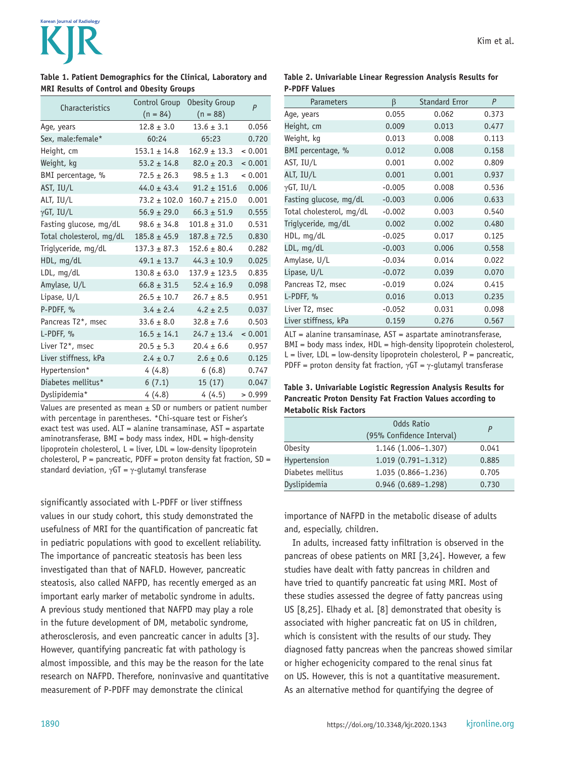**Table 1. Patient Demographics for the Clinical, Laboratory and MRI Results of Control and Obesity Groups**

| Characteristics | Control Group (n = 84) | Obesity Group (n = 88) | *P* |
|---|---|---|---|
| Age, years | 12.8 ± 3.0 | 13.6 ± 3.1 | 0.056 |
| Sex, male:female* | 60:24 | 65:23 | 0.720 |
| Height, cm | 153.1 ± 14.8 | 162.9 ± 13.3 | < 0.001 |
| Weight, kg | 53.2 ± 14.8 | 82.0 ± 20.3 | < 0.001 |
| BMI percentage, % | 72.5 ± 26.3 | 98.5 ± 1.3 | < 0.001 |
| AST, IU/L | 44.0 ± 43.4 | 91.2 ± 151.6 | 0.006 |
| ALT, IU/L | 73.2 ± 102.0 | 160.7 ± 215.0 | 0.001 |
| γGT, IU/L | 56.9 ± 29.0 | 66.3 ± 51.9 | 0.555 |
| Fasting glucose, mg/dL | 98.6 ± 34.8 | 101.8 ± 31.0 | 0.531 |
| Total cholesterol, mg/dL | 185.8 ± 45.9 | 187.8 ± 72.5 | 0.830 |
| Triglyceride, mg/dL | 137.3 ± 87.3 | 152.6 ± 80.4 | 0.282 |
| HDL, mg/dL | 49.1 ± 13.7 | 44.3 ± 10.9 | 0.025 |
| LDL, mg/dL | 130.8 ± 63.0 | 137.9 ± 123.5 | 0.835 |
| Amylase, U/L | 66.8 ± 31.5 | 52.4 ± 16.9 | 0.098 |
| Lipase, U/L | 26.5 ± 10.7 | 26.7 ± 8.5 | 0.951 |
| P-PDFF, % | 3.4 ± 2.4 | 4.2 ± 2.5 | 0.037 |
| Pancreas T2*, msec | 33.6 ± 8.0 | 32.8 ± 7.6 | 0.503 |
| L-PDFF, % | 16.5 ± 14.1 | 24.7 ± 13.4 | < 0.001 |
| Liver T2*, msec | 20.5 ± 5.3 | 20.4 ± 6.6 | 0.957 |
| Liver stiffness, kPa | 2.4 ± 0.7 | 2.6 ± 0.6 | 0.125 |
| Hypertension* | 4 (4.8) | 6 (6.8) | 0.747 |
| Diabetes mellitus* | 6 (7.1) | 15 (17) | 0.047 |
| Dyslipidemia* | 4 (4.8) | 4 (4.5) | > 0.999 |

Values are presented as mean ± SD or numbers or patient number with percentage in parentheses. *Chi-square test or Fisher's exact test was used. ALT = alanine transaminase, AST = aspartate aminotransferase, BMI = body mass index, HDL = high-density lipoprotein cholesterol, L = liver, LDL = low-density lipoprotein cholesterol, P = pancreatic, PDFF = proton density fat fraction, SD = standard deviation, γGT = γ-glutamyl transferase

**Table 2. Univariable Linear Regression Analysis Results for P-PDFF Values**

| Parameters | β | Standard Error | *P* |
|---|---|---|---|
| Age, years | 0.055 | 0.062 | 0.373 |
| Height, cm | 0.009 | 0.013 | 0.477 |
| Weight, kg | 0.013 | 0.008 | 0.113 |
| BMI percentage, % | 0.012 | 0.008 | 0.158 |
| AST, IU/L | 0.001 | 0.002 | 0.809 |
| ALT, IU/L | 0.001 | 0.001 | 0.937 |
| γGT, IU/L | -0.005 | 0.008 | 0.536 |
| Fasting glucose, mg/dL | -0.003 | 0.006 | 0.633 |
| Total cholesterol, mg/dL | -0.002 | 0.003 | 0.540 |
| Triglyceride, mg/dL | 0.002 | 0.002 | 0.480 |
| HDL, mg/dL | -0.025 | 0.017 | 0.125 |
| LDL, mg/dL | -0.003 | 0.006 | 0.558 |
| Amylase, U/L | -0.034 | 0.014 | 0.022 |
| Lipase, U/L | -0.072 | 0.039 | 0.070 |
| Pancreas T2, msec | -0.019 | 0.024 | 0.415 |
| L-PDFF, % | 0.016 | 0.013 | 0.235 |
| Liver T2, msec | -0.052 | 0.031 | 0.098 |
| Liver stiffness, kPa | 0.159 | 0.276 | 0.567 |

ALT = alanine transaminase, AST = aspartate aminotransferase, BMI = body mass index, HDL = high-density lipoprotein cholesterol, L = liver, LDL = low-density lipoprotein cholesterol, P = pancreatic, PDFF = proton density fat fraction, γGT = γ-glutamyl transferase

**Table 3. Univariable Logistic Regression Analysis Results for Pancreatic Proton Density Fat Fraction Values according to Metabolic Risk Factors**

| | Odds Ratio (95% Confidence Interval) | *P* |
|---|---|---|
| Obesity | 1.146 (1.006–1.307) | 0.041 |
| Hypertension | 1.019 (0.791–1.312) | 0.885 |
| Diabetes mellitus | 1.035 (0.866–1.236) | 0.705 |
| Dyslipidemia | 0.946 (0.689–1.298) | 0.730 |

significantly associated with L-PDFF or liver stiffness values in our study cohort, this study demonstrated the usefulness of MRI for the quantification of pancreatic fat in pediatric populations with good to excellent reliability. The importance of pancreatic steatosis has been less investigated than that of NAFLD. However, pancreatic steatosis, also called NAFPD, has recently emerged as an important early marker of metabolic syndrome in adults. A previous study mentioned that NAFPD may play a role in the future development of DM, metabolic syndrome, atherosclerosis, and even pancreatic cancer in adults [3]. However, quantifying pancreatic fat with pathology is almost impossible, and this may be the reason for the late research on NAFPD. Therefore, noninvasive and quantitative measurement of P-PDFF may demonstrate the clinical importance of NAFPD in the metabolic disease of adults and, especially, children.

In adults, increased fatty infiltration is observed in the pancreas of obese patients on MRI [3,24]. However, a few studies have dealt with fatty pancreas in children and have tried to quantify pancreatic fat using MRI. Most of these studies assessed the degree of fatty pancreas using US [8,25]. Elhady et al. [8] demonstrated that obesity is associated with higher pancreatic fat on US in children, which is consistent with the results of our study. They diagnosed fatty pancreas when the pancreas showed similar or higher echogenicity compared to the renal sinus fat on US. However, this is not a quantitative measurement. As an alternative method for quantifying the degree of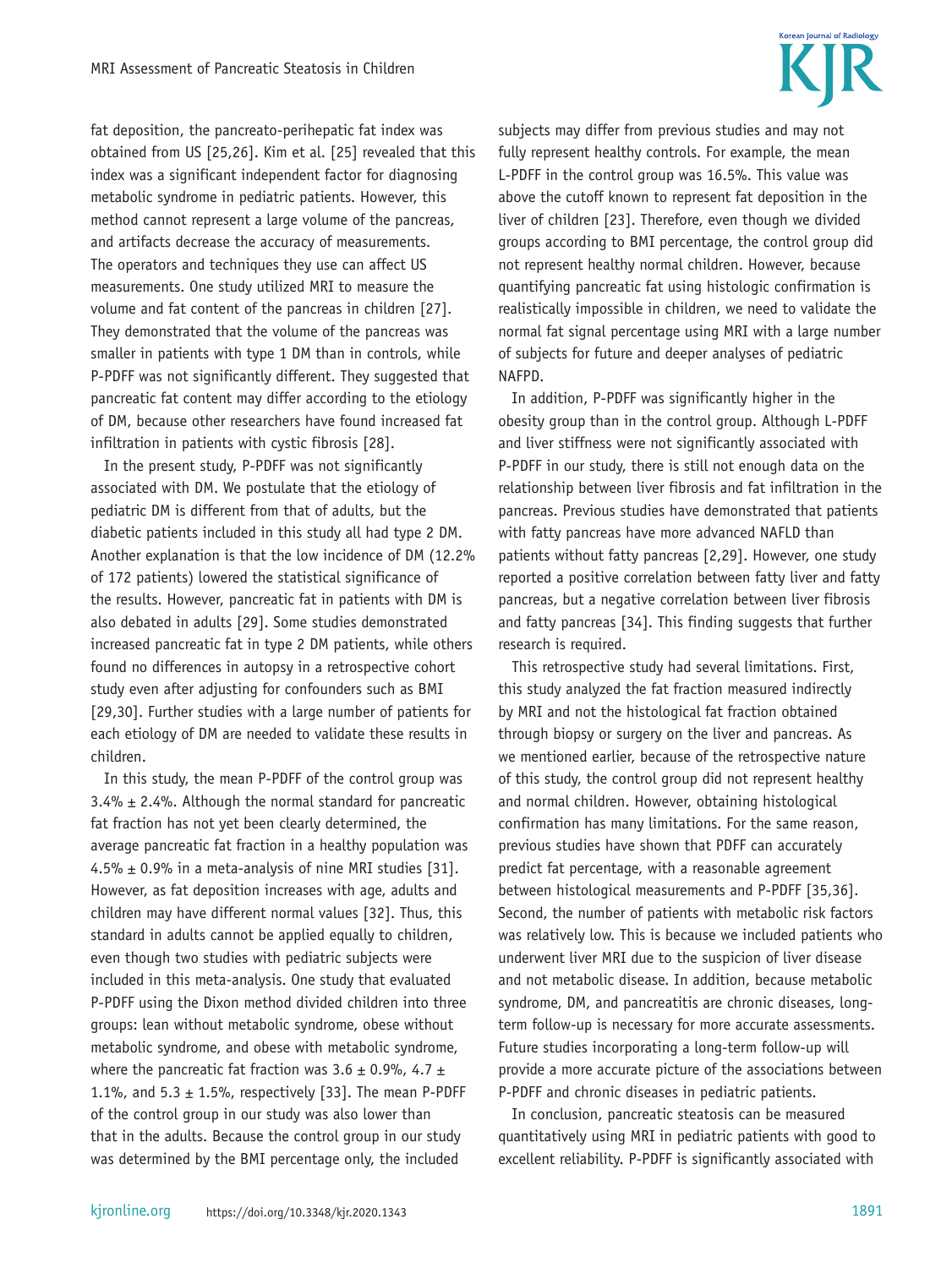fat deposition, the pancreato-perihepatic fat index was obtained from US [25,26]. Kim et al. [25] revealed that this index was a significant independent factor for diagnosing metabolic syndrome in pediatric patients. However, this method cannot represent a large volume of the pancreas, and artifacts decrease the accuracy of measurements. The operators and techniques they use can affect US measurements. One study utilized MRI to measure the volume and fat content of the pancreas in children [27]. They demonstrated that the volume of the pancreas was smaller in patients with type 1 DM than in controls, while P-PDFF was not significantly different. They suggested that pancreatic fat content may differ according to the etiology of DM, because other researchers have found increased fat infiltration in patients with cystic fibrosis [28].

In the present study, P-PDFF was not significantly associated with DM. We postulate that the etiology of pediatric DM is different from that of adults, but the diabetic patients included in this study all had type 2 DM. Another explanation is that the low incidence of DM (12.2% of 172 patients) lowered the statistical significance of the results. However, pancreatic fat in patients with DM is also debated in adults [29]. Some studies demonstrated increased pancreatic fat in type 2 DM patients, while others found no differences in autopsy in a retrospective cohort study even after adjusting for confounders such as BMI [29,30]. Further studies with a large number of patients for each etiology of DM are needed to validate these results in children.

In this study, the mean P-PDFF of the control group was 3.4% ± 2.4%. Although the normal standard for pancreatic fat fraction has not yet been clearly determined, the average pancreatic fat fraction in a healthy population was 4.5% ± 0.9% in a meta-analysis of nine MRI studies [31]. However, as fat deposition increases with age, adults and children may have different normal values [32]. Thus, this standard in adults cannot be applied equally to children, even though two studies with pediatric subjects were included in this meta-analysis. One study that evaluated P-PDFF using the Dixon method divided children into three groups: lean without metabolic syndrome, obese without metabolic syndrome, and obese with metabolic syndrome, where the pancreatic fat fraction was 3.6 ± 0.9%, 4.7 ± 1.1%, and 5.3 ± 1.5%, respectively [33]. The mean P-PDFF of the control group in our study was also lower than that in the adults. Because the control group in our study was determined by the BMI percentage only, the included subjects may differ from previous studies and may not fully represent healthy controls. For example, the mean L-PDFF in the control group was 16.5%. This value was above the cutoff known to represent fat deposition in the liver of children [23]. Therefore, even though we divided groups according to BMI percentage, the control group did not represent healthy normal children. However, because quantifying pancreatic fat using histologic confirmation is realistically impossible in children, we need to validate the normal fat signal percentage using MRI with a large number of subjects for future and deeper analyses of pediatric NAFPD.

In addition, P-PDFF was significantly higher in the obesity group than in the control group. Although L-PDFF and liver stiffness were not significantly associated with P-PDFF in our study, there is still not enough data on the relationship between liver fibrosis and fat infiltration in the pancreas. Previous studies have demonstrated that patients with fatty pancreas have more advanced NAFLD than patients without fatty pancreas [2,29]. However, one study reported a positive correlation between fatty liver and fatty pancreas, but a negative correlation between liver fibrosis and fatty pancreas [34]. This finding suggests that further research is required.

This retrospective study had several limitations. First, this study analyzed the fat fraction measured indirectly by MRI and not the histological fat fraction obtained through biopsy or surgery on the liver and pancreas. As we mentioned earlier, because of the retrospective nature of this study, the control group did not represent healthy and normal children. However, obtaining histological confirmation has many limitations. For the same reason, previous studies have shown that PDFF can accurately predict fat percentage, with a reasonable agreement between histological measurements and P-PDFF [35,36]. Second, the number of patients with metabolic risk factors was relatively low. This is because we included patients who underwent liver MRI due to the suspicion of liver disease and not metabolic disease. In addition, because metabolic syndrome, DM, and pancreatitis are chronic diseases, long-term follow-up is necessary for more accurate assessments. Future studies incorporating a long-term follow-up will provide a more accurate picture of the associations between P-PDFF and chronic diseases in pediatric patients.

In conclusion, pancreatic steatosis can be measured quantitatively using MRI in pediatric patients with good to excellent reliability. P-PDFF is significantly associated with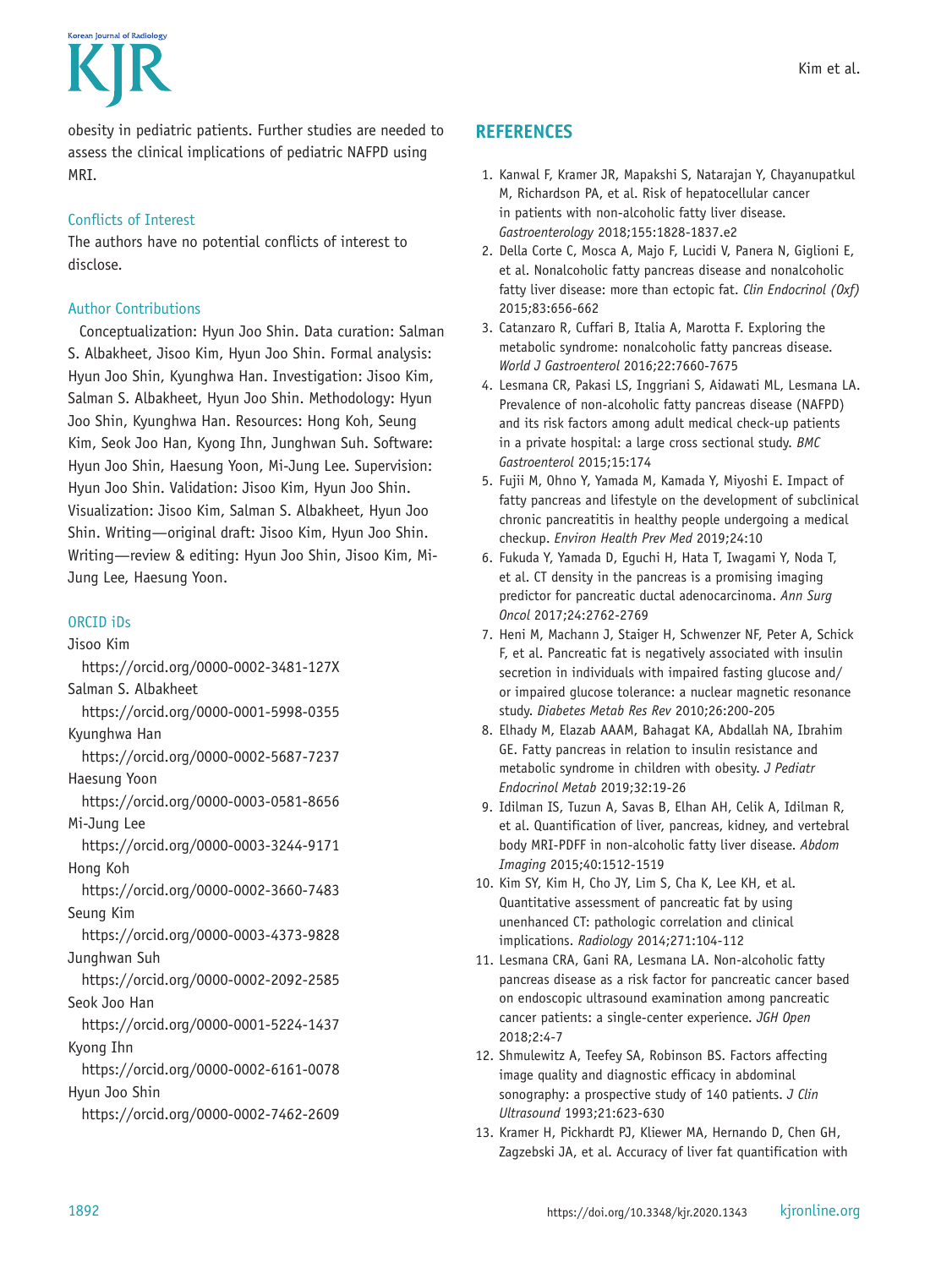obesity in pediatric patients. Further studies are needed to assess the clinical implications of pediatric NAFPD using MRI.

### Conflicts of Interest

The authors have no potential conflicts of interest to disclose.

### Author Contributions

Conceptualization: Hyun Joo Shin. Data curation: Salman S. Albakheet, Jisoo Kim, Hyun Joo Shin. Formal analysis: Hyun Joo Shin, Kyunghwa Han. Investigation: Jisoo Kim, Salman S. Albakheet, Hyun Joo Shin. Methodology: Hyun Joo Shin, Kyunghwa Han. Resources: Hong Koh, Seung Kim, Seok Joo Han, Kyong Ihn, Junghwan Suh. Software: Hyun Joo Shin, Haesung Yoon, Mi-Jung Lee. Supervision: Hyun Joo Shin. Validation: Jisoo Kim, Hyun Joo Shin. Visualization: Jisoo Kim, Salman S. Albakheet, Hyun Joo Shin. Writing—original draft: Jisoo Kim, Hyun Joo Shin. Writing—review & editing: Hyun Joo Shin, Jisoo Kim, Mi-Jung Lee, Haesung Yoon.

### ORCID iDs

Jisoo Kim
https://orcid.org/0000-0002-3481-127X
Salman S. Albakheet
https://orcid.org/0000-0001-5998-0355
Kyunghwa Han
https://orcid.org/0000-0002-5687-7237
Haesung Yoon
https://orcid.org/0000-0003-0581-8656
Mi-Jung Lee
https://orcid.org/0000-0003-3244-9171
Hong Koh
https://orcid.org/0000-0002-3660-7483
Seung Kim
https://orcid.org/0000-0003-4373-9828
Junghwan Suh
https://orcid.org/0000-0002-2092-2585
Seok Joo Han
https://orcid.org/0000-0001-5224-1437
Kyong Ihn
https://orcid.org/0000-0002-6161-0078
Hyun Joo Shin
https://orcid.org/0000-0002-7462-2609

## REFERENCES

1. Kanwal F, Kramer JR, Mapakshi S, Natarajan Y, Chayanupatkul M, Richardson PA, et al. Risk of hepatocellular cancer in patients with non-alcoholic fatty liver disease. *Gastroenterology* 2018;155:1828-1837.e2
2. Della Corte C, Mosca A, Majo F, Lucidi V, Panera N, Giglioni E, et al. Nonalcoholic fatty pancreas disease and nonalcoholic fatty liver disease: more than ectopic fat. *Clin Endocrinol (Oxf)* 2015;83:656-662
3. Catanzaro R, Cuffari B, Italia A, Marotta F. Exploring the metabolic syndrome: nonalcoholic fatty pancreas disease. *World J Gastroenterol* 2016;22:7660-7675
4. Lesmana CR, Pakasi LS, Inggriani S, Aidawati ML, Lesmana LA. Prevalence of non-alcoholic fatty pancreas disease (NAFPD) and its risk factors among adult medical check-up patients in a private hospital: a large cross sectional study. *BMC Gastroenterol* 2015;15:174
5. Fujii M, Ohno Y, Yamada M, Kamada Y, Miyoshi E. Impact of fatty pancreas and lifestyle on the development of subclinical chronic pancreatitis in healthy people undergoing a medical checkup. *Environ Health Prev Med* 2019;24:10
6. Fukuda Y, Yamada D, Eguchi H, Hata T, Iwagami Y, Noda T, et al. CT density in the pancreas is a promising imaging predictor for pancreatic ductal adenocarcinoma. *Ann Surg Oncol* 2017;24:2762-2769
7. Heni M, Machann J, Staiger H, Schwenzer NF, Peter A, Schick F, et al. Pancreatic fat is negatively associated with insulin secretion in individuals with impaired fasting glucose and/or impaired glucose tolerance: a nuclear magnetic resonance study. *Diabetes Metab Res Rev* 2010;26:200-205
8. Elhady M, Elazab AAAM, Bahagat KA, Abdallah NA, Ibrahim GE. Fatty pancreas in relation to insulin resistance and metabolic syndrome in children with obesity. *J Pediatr Endocrinol Metab* 2019;32:19-26
9. Idilman IS, Tuzun A, Savas B, Elhan AH, Celik A, Idilman R, et al. Quantification of liver, pancreas, kidney, and vertebral body MRI-PDFF in non-alcoholic fatty liver disease. *Abdom Imaging* 2015;40:1512-1519
10. Kim SY, Kim H, Cho JY, Lim S, Cha K, Lee KH, et al. Quantitative assessment of pancreatic fat by using unenhanced CT: pathologic correlation and clinical implications. *Radiology* 2014;271:104-112
11. Lesmana CRA, Gani RA, Lesmana LA. Non-alcoholic fatty pancreas disease as a risk factor for pancreatic cancer based on endoscopic ultrasound examination among pancreatic cancer patients: a single-center experience. *JGH Open* 2018;2:4-7
12. Shmulewitz A, Teefey SA, Robinson BS. Factors affecting image quality and diagnostic efficacy in abdominal sonography: a prospective study of 140 patients. *J Clin Ultrasound* 1993;21:623-630
13. Kramer H, Pickhardt PJ, Kliewer MA, Hernando D, Chen GH, Zagzebski JA, et al. Accuracy of liver fat quantification with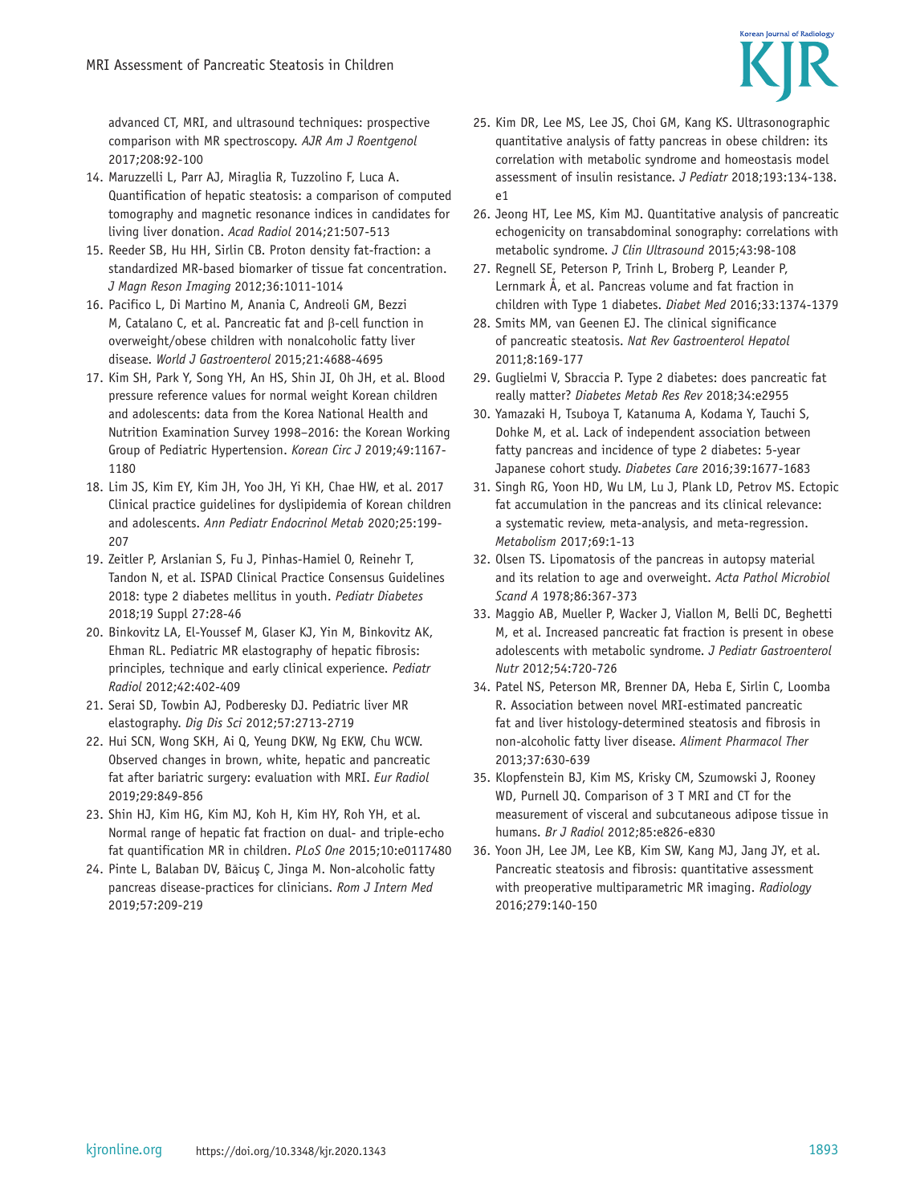advanced CT, MRI, and ultrasound techniques: prospective comparison with MR spectroscopy. *AJR Am J Roentgenol* 2017;208:92-100

14. Maruzzelli L, Parr AJ, Miraglia R, Tuzzolino F, Luca A. Quantification of hepatic steatosis: a comparison of computed tomography and magnetic resonance indices in candidates for living liver donation. *Acad Radiol* 2014;21:507-513
15. Reeder SB, Hu HH, Sirlin CB. Proton density fat-fraction: a standardized MR-based biomarker of tissue fat concentration. *J Magn Reson Imaging* 2012;36:1011-1014
16. Pacifico L, Di Martino M, Anania C, Andreoli GM, Bezzi M, Catalano C, et al. Pancreatic fat and β-cell function in overweight/obese children with nonalcoholic fatty liver disease. *World J Gastroenterol* 2015;21:4688-4695
17. Kim SH, Park Y, Song YH, An HS, Shin JI, Oh JH, et al. Blood pressure reference values for normal weight Korean children and adolescents: data from the Korea National Health and Nutrition Examination Survey 1998–2016: the Korean Working Group of Pediatric Hypertension. *Korean Circ J* 2019;49:1167-1180
18. Lim JS, Kim EY, Kim JH, Yoo JH, Yi KH, Chae HW, et al. 2017 Clinical practice guidelines for dyslipidemia of Korean children and adolescents. *Ann Pediatr Endocrinol Metab* 2020;25:199-207
19. Zeitler P, Arslanian S, Fu J, Pinhas-Hamiel O, Reinehr T, Tandon N, et al. ISPAD Clinical Practice Consensus Guidelines 2018: type 2 diabetes mellitus in youth. *Pediatr Diabetes* 2018;19 Suppl 27:28-46
20. Binkovitz LA, El-Youssef M, Glaser KJ, Yin M, Binkovitz AK, Ehman RL. Pediatric MR elastography of hepatic fibrosis: principles, technique and early clinical experience. *Pediatr Radiol* 2012;42:402-409
21. Serai SD, Towbin AJ, Podberesky DJ. Pediatric liver MR elastography. *Dig Dis Sci* 2012;57:2713-2719
22. Hui SCN, Wong SKH, Ai Q, Yeung DKW, Ng EKW, Chu WCW. Observed changes in brown, white, hepatic and pancreatic fat after bariatric surgery: evaluation with MRI. *Eur Radiol* 2019;29:849-856
23. Shin HJ, Kim HG, Kim MJ, Koh H, Kim HY, Roh YH, et al. Normal range of hepatic fat fraction on dual- and triple-echo fat quantification MR in children. *PLoS One* 2015;10:e0117480
24. Pinte L, Balaban DV, Băicuş C, Jinga M. Non-alcoholic fatty pancreas disease-practices for clinicians. *Rom J Intern Med* 2019;57:209-219
25. Kim DR, Lee MS, Lee JS, Choi GM, Kang KS. Ultrasonographic quantitative analysis of fatty pancreas in obese children: its correlation with metabolic syndrome and homeostasis model assessment of insulin resistance. *J Pediatr* 2018;193:134-138.e1
26. Jeong HT, Lee MS, Kim MJ. Quantitative analysis of pancreatic echogenicity on transabdominal sonography: correlations with metabolic syndrome. *J Clin Ultrasound* 2015;43:98-108
27. Regnell SE, Peterson P, Trinh L, Broberg P, Leander P, Lernmark Å, et al. Pancreas volume and fat fraction in children with Type 1 diabetes. *Diabet Med* 2016;33:1374-1379
28. Smits MM, van Geenen EJ. The clinical significance of pancreatic steatosis. *Nat Rev Gastroenterol Hepatol* 2011;8:169-177
29. Guglielmi V, Sbraccia P. Type 2 diabetes: does pancreatic fat really matter? *Diabetes Metab Res Rev* 2018;34:e2955
30. Yamazaki H, Tsuboya T, Katanuma A, Kodama Y, Tauchi S, Dohke M, et al. Lack of independent association between fatty pancreas and incidence of type 2 diabetes: 5-year Japanese cohort study. *Diabetes Care* 2016;39:1677-1683
31. Singh RG, Yoon HD, Wu LM, Lu J, Plank LD, Petrov MS. Ectopic fat accumulation in the pancreas and its clinical relevance: a systematic review, meta-analysis, and meta-regression. *Metabolism* 2017;69:1-13
32. Olsen TS. Lipomatosis of the pancreas in autopsy material and its relation to age and overweight. *Acta Pathol Microbiol Scand A* 1978;86:367-373
33. Maggio AB, Mueller P, Wacker J, Viallon M, Belli DC, Beghetti M, et al. Increased pancreatic fat fraction is present in obese adolescents with metabolic syndrome. *J Pediatr Gastroenterol Nutr* 2012;54:720-726
34. Patel NS, Peterson MR, Brenner DA, Heba E, Sirlin C, Loomba R. Association between novel MRI-estimated pancreatic fat and liver histology-determined steatosis and fibrosis in non-alcoholic fatty liver disease. *Aliment Pharmacol Ther* 2013;37:630-639
35. Klopfenstein BJ, Kim MS, Krisky CM, Szumowski J, Rooney WD, Purnell JQ. Comparison of 3 T MRI and CT for the measurement of visceral and subcutaneous adipose tissue in humans. *Br J Radiol* 2012;85:e826-e830
36. Yoon JH, Lee JM, Lee KB, Kim SW, Kang MJ, Jang JY, et al. Pancreatic steatosis and fibrosis: quantitative assessment with preoperative multiparametric MR imaging. *Radiology* 2016;279:140-150